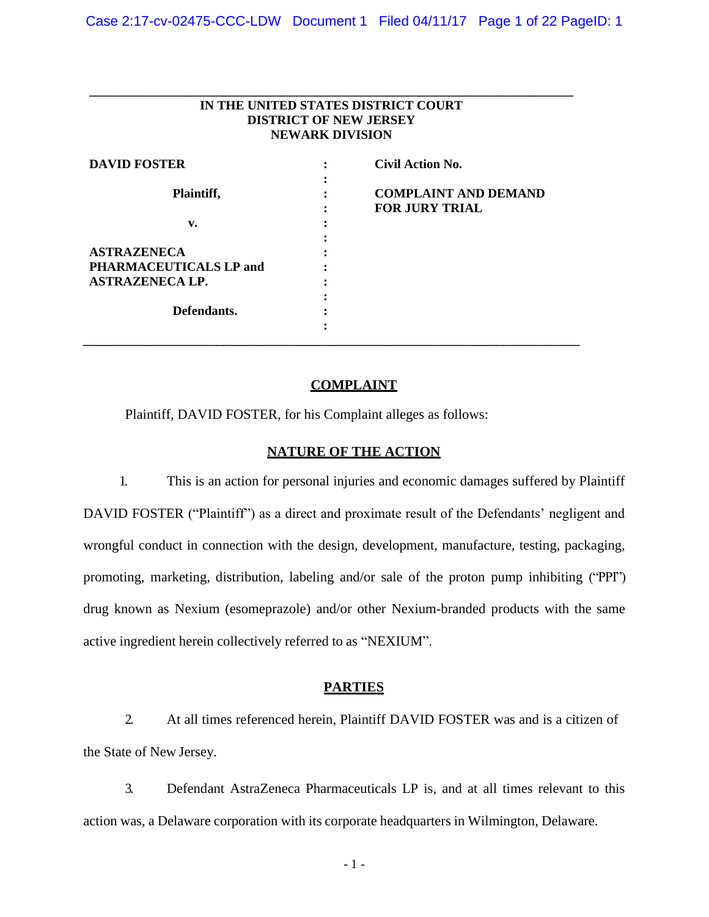**IN THE UNITED STATES DISTRICT COURT**
**DISTRICT OF NEW JERSEY**
**NEWARK DIVISION**

| | | |
|---|---|---|
| **DAVID FOSTER** | : | **Civil Action No.** |
| **Plaintiff,** | : | **COMPLAINT AND DEMAND FOR JURY TRIAL** |
| **v.** | : | |
| **ASTRAZENECA PHARMACEUTICALS LP and ASTRAZENECA LP.** | : | |
| **Defendants.** | : | |

## COMPLAINT

Plaintiff, DAVID FOSTER, for his Complaint alleges as follows:

## NATURE OF THE ACTION

1. This is an action for personal injuries and economic damages suffered by Plaintiff DAVID FOSTER ("Plaintiff") as a direct and proximate result of the Defendants' negligent and wrongful conduct in connection with the design, development, manufacture, testing, packaging, promoting, marketing, distribution, labeling and/or sale of the proton pump inhibiting ("PPI") drug known as Nexium (esomeprazole) and/or other Nexium-branded products with the same active ingredient herein collectively referred to as "NEXIUM".

## PARTIES

2. At all times referenced herein, Plaintiff DAVID FOSTER was and is a citizen of the State of New Jersey.

3. Defendant AstraZeneca Pharmaceuticals LP is, and at all times relevant to this action was, a Delaware corporation with its corporate headquarters in Wilmington, Delaware.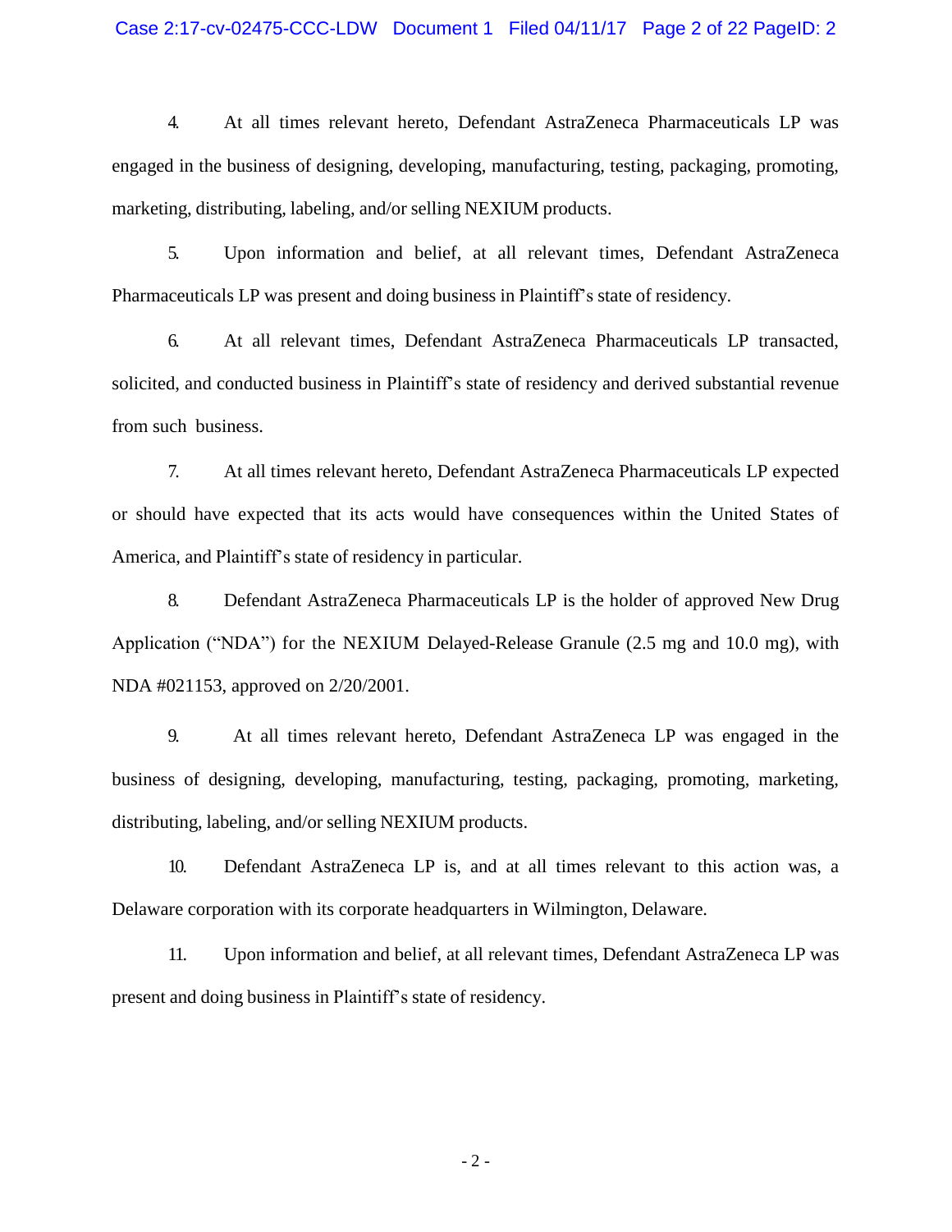4. At all times relevant hereto, Defendant AstraZeneca Pharmaceuticals LP was engaged in the business of designing, developing, manufacturing, testing, packaging, promoting, marketing, distributing, labeling, and/or selling NEXIUM products.

5. Upon information and belief, at all relevant times, Defendant AstraZeneca Pharmaceuticals LP was present and doing business in Plaintiff's state of residency.

6. At all relevant times, Defendant AstraZeneca Pharmaceuticals LP transacted, solicited, and conducted business in Plaintiff's state of residency and derived substantial revenue from such business.

7. At all times relevant hereto, Defendant AstraZeneca Pharmaceuticals LP expected or should have expected that its acts would have consequences within the United States of America, and Plaintiff's state of residency in particular.

8. Defendant AstraZeneca Pharmaceuticals LP is the holder of approved New Drug Application ("NDA") for the NEXIUM Delayed-Release Granule (2.5 mg and 10.0 mg), with NDA #021153, approved on 2/20/2001.

9. At all times relevant hereto, Defendant AstraZeneca LP was engaged in the business of designing, developing, manufacturing, testing, packaging, promoting, marketing, distributing, labeling, and/or selling NEXIUM products.

10. Defendant AstraZeneca LP is, and at all times relevant to this action was, a Delaware corporation with its corporate headquarters in Wilmington, Delaware.

11. Upon information and belief, at all relevant times, Defendant AstraZeneca LP was present and doing business in Plaintiff's state of residency.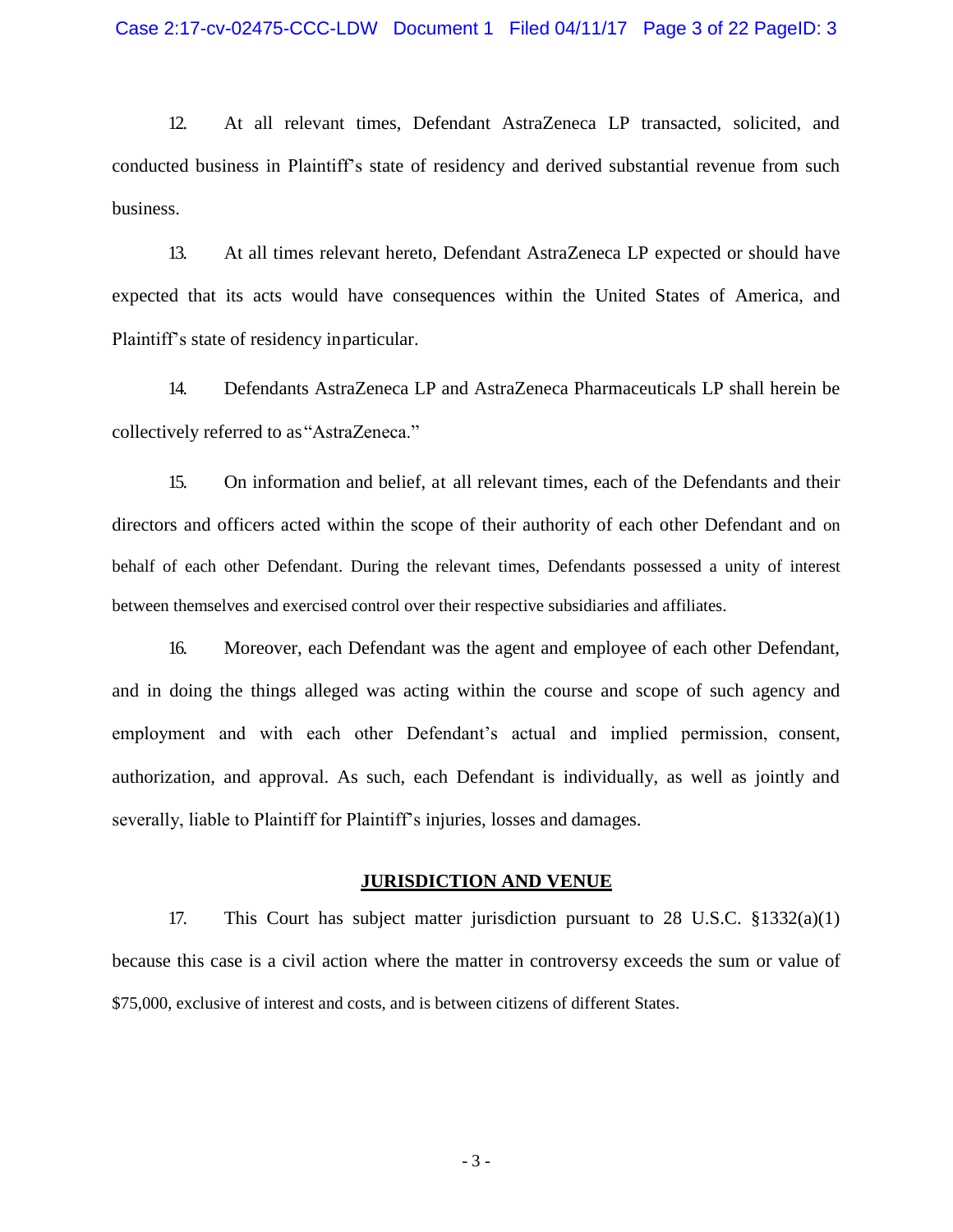12. At all relevant times, Defendant AstraZeneca LP transacted, solicited, and conducted business in Plaintiff's state of residency and derived substantial revenue from such business.

13. At all times relevant hereto, Defendant AstraZeneca LP expected or should have expected that its acts would have consequences within the United States of America, and Plaintiff's state of residency in particular.

14. Defendants AstraZeneca LP and AstraZeneca Pharmaceuticals LP shall herein be collectively referred to as "AstraZeneca."

15. On information and belief, at all relevant times, each of the Defendants and their directors and officers acted within the scope of their authority of each other Defendant and on behalf of each other Defendant. During the relevant times, Defendants possessed a unity of interest between themselves and exercised control over their respective subsidiaries and affiliates.

16. Moreover, each Defendant was the agent and employee of each other Defendant, and in doing the things alleged was acting within the course and scope of such agency and employment and with each other Defendant's actual and implied permission, consent, authorization, and approval. As such, each Defendant is individually, as well as jointly and severally, liable to Plaintiff for Plaintiff's injuries, losses and damages.

## JURISDICTION AND VENUE

17. This Court has subject matter jurisdiction pursuant to 28 U.S.C. §1332(a)(1) because this case is a civil action where the matter in controversy exceeds the sum or value of $75,000, exclusive of interest and costs, and is between citizens of different States.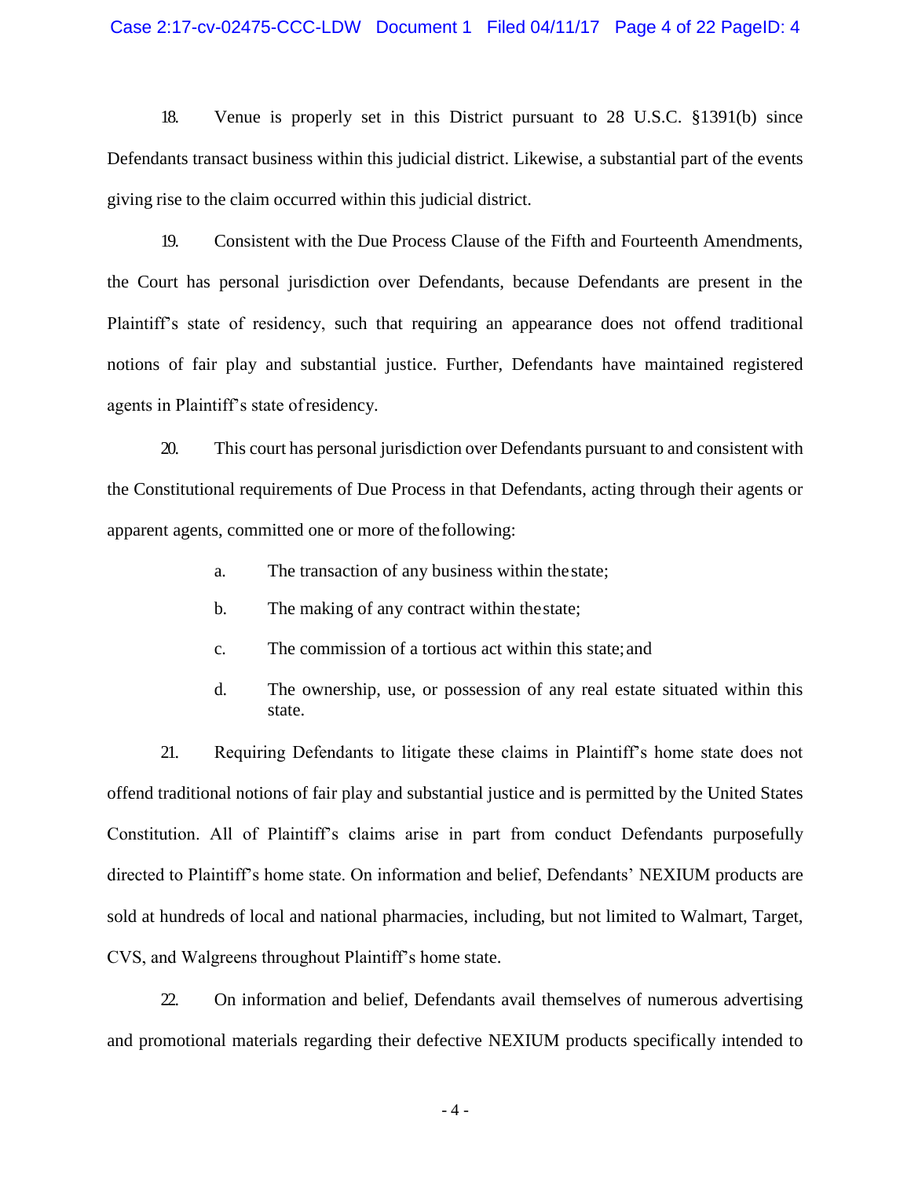18. Venue is properly set in this District pursuant to 28 U.S.C. §1391(b) since Defendants transact business within this judicial district. Likewise, a substantial part of the events giving rise to the claim occurred within this judicial district.

19. Consistent with the Due Process Clause of the Fifth and Fourteenth Amendments, the Court has personal jurisdiction over Defendants, because Defendants are present in the Plaintiff's state of residency, such that requiring an appearance does not offend traditional notions of fair play and substantial justice. Further, Defendants have maintained registered agents in Plaintiff's state of residency.

20. This court has personal jurisdiction over Defendants pursuant to and consistent with the Constitutional requirements of Due Process in that Defendants, acting through their agents or apparent agents, committed one or more of the following:

a. The transaction of any business within the state;

b. The making of any contract within the state;

c. The commission of a tortious act within this state; and

d. The ownership, use, or possession of any real estate situated within this state.

21. Requiring Defendants to litigate these claims in Plaintiff's home state does not offend traditional notions of fair play and substantial justice and is permitted by the United States Constitution. All of Plaintiff's claims arise in part from conduct Defendants purposefully directed to Plaintiff's home state. On information and belief, Defendants' NEXIUM products are sold at hundreds of local and national pharmacies, including, but not limited to Walmart, Target, CVS, and Walgreens throughout Plaintiff's home state.

22. On information and belief, Defendants avail themselves of numerous advertising and promotional materials regarding their defective NEXIUM products specifically intended to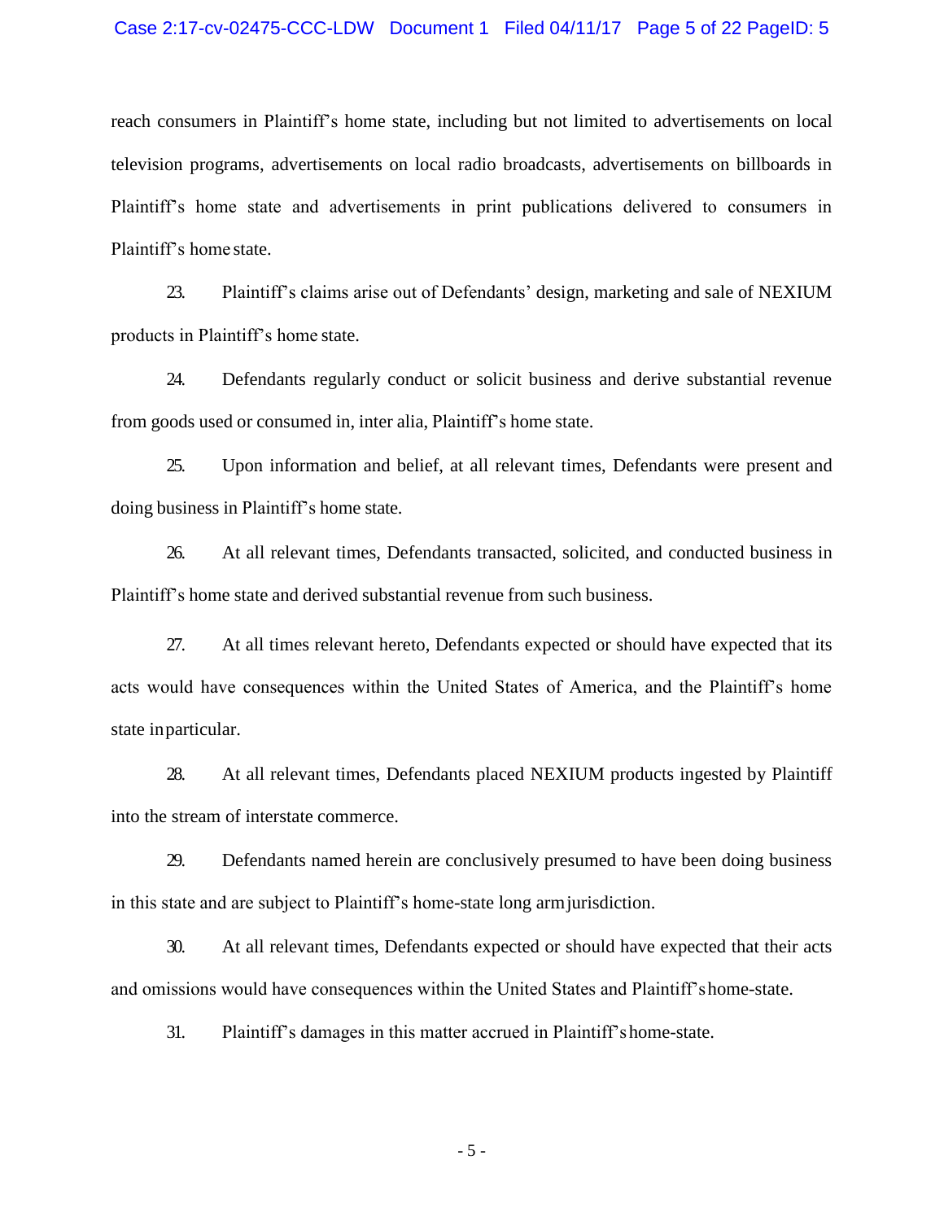reach consumers in Plaintiff's home state, including but not limited to advertisements on local television programs, advertisements on local radio broadcasts, advertisements on billboards in Plaintiff's home state and advertisements in print publications delivered to consumers in Plaintiff's home state.

23. Plaintiff's claims arise out of Defendants' design, marketing and sale of NEXIUM products in Plaintiff's home state.

24. Defendants regularly conduct or solicit business and derive substantial revenue from goods used or consumed in, inter alia, Plaintiff's home state.

25. Upon information and belief, at all relevant times, Defendants were present and doing business in Plaintiff's home state.

26. At all relevant times, Defendants transacted, solicited, and conducted business in Plaintiff's home state and derived substantial revenue from such business.

27. At all times relevant hereto, Defendants expected or should have expected that its acts would have consequences within the United States of America, and the Plaintiff's home state in particular.

28. At all relevant times, Defendants placed NEXIUM products ingested by Plaintiff into the stream of interstate commerce.

29. Defendants named herein are conclusively presumed to have been doing business in this state and are subject to Plaintiff's home-state long arm jurisdiction.

30. At all relevant times, Defendants expected or should have expected that their acts and omissions would have consequences within the United States and Plaintiff's home-state.

31. Plaintiff's damages in this matter accrued in Plaintiff's home-state.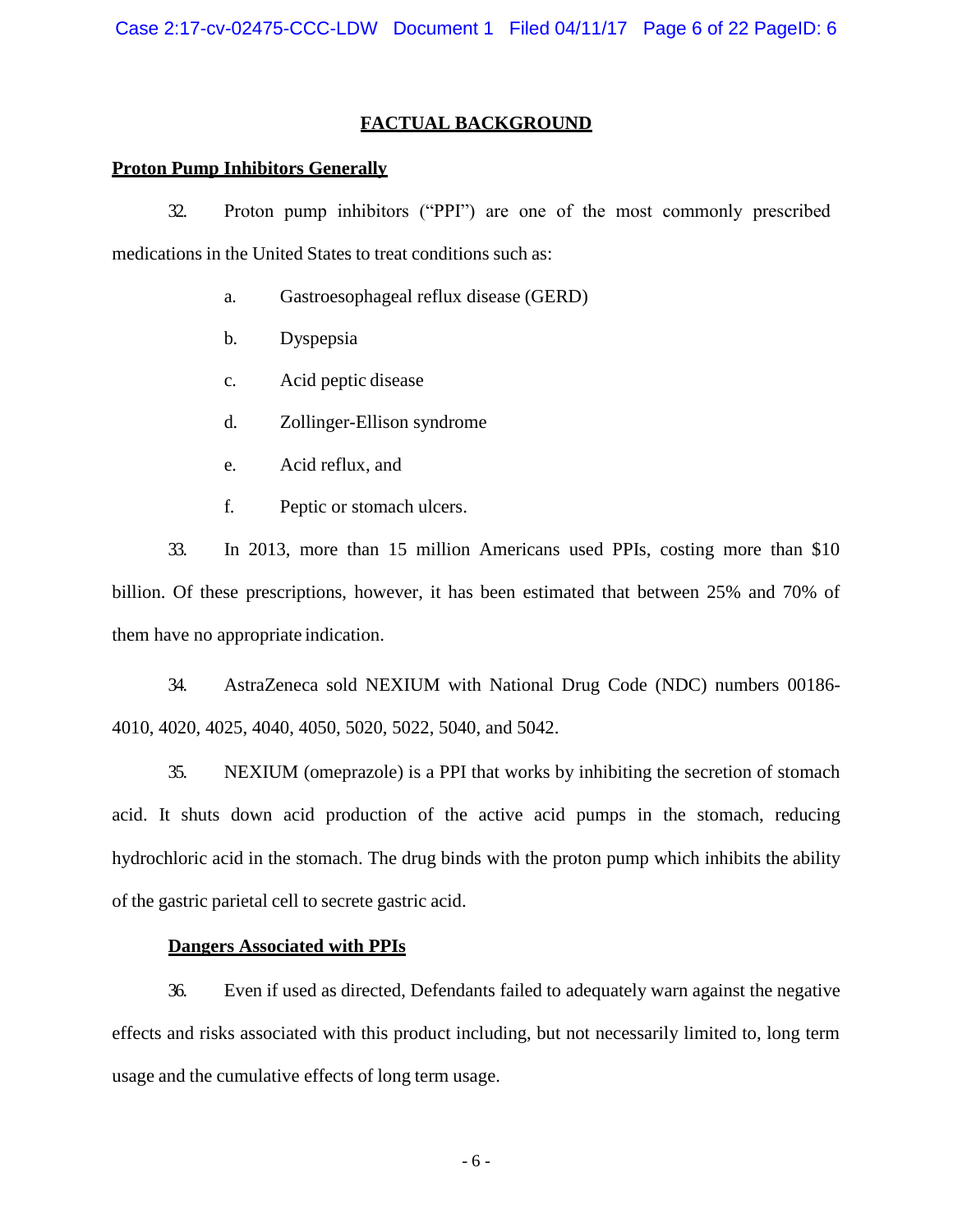## FACTUAL BACKGROUND

### Proton Pump Inhibitors Generally

32. Proton pump inhibitors ("PPI") are one of the most commonly prescribed medications in the United States to treat conditions such as:

    a. Gastroesophageal reflux disease (GERD)

    b. Dyspepsia

    c. Acid peptic disease

    d. Zollinger-Ellison syndrome

    e. Acid reflux, and

    f. Peptic or stomach ulcers.

33. In 2013, more than 15 million Americans used PPIs, costing more than $10 billion. Of these prescriptions, however, it has been estimated that between 25% and 70% of them have no appropriate indication.

34. AstraZeneca sold NEXIUM with National Drug Code (NDC) numbers 00186-4010, 4020, 4025, 4040, 4050, 5020, 5022, 5040, and 5042.

35. NEXIUM (omeprazole) is a PPI that works by inhibiting the secretion of stomach acid. It shuts down acid production of the active acid pumps in the stomach, reducing hydrochloric acid in the stomach. The drug binds with the proton pump which inhibits the ability of the gastric parietal cell to secrete gastric acid.

### Dangers Associated with PPIs

36. Even if used as directed, Defendants failed to adequately warn against the negative effects and risks associated with this product including, but not necessarily limited to, long term usage and the cumulative effects of long term usage.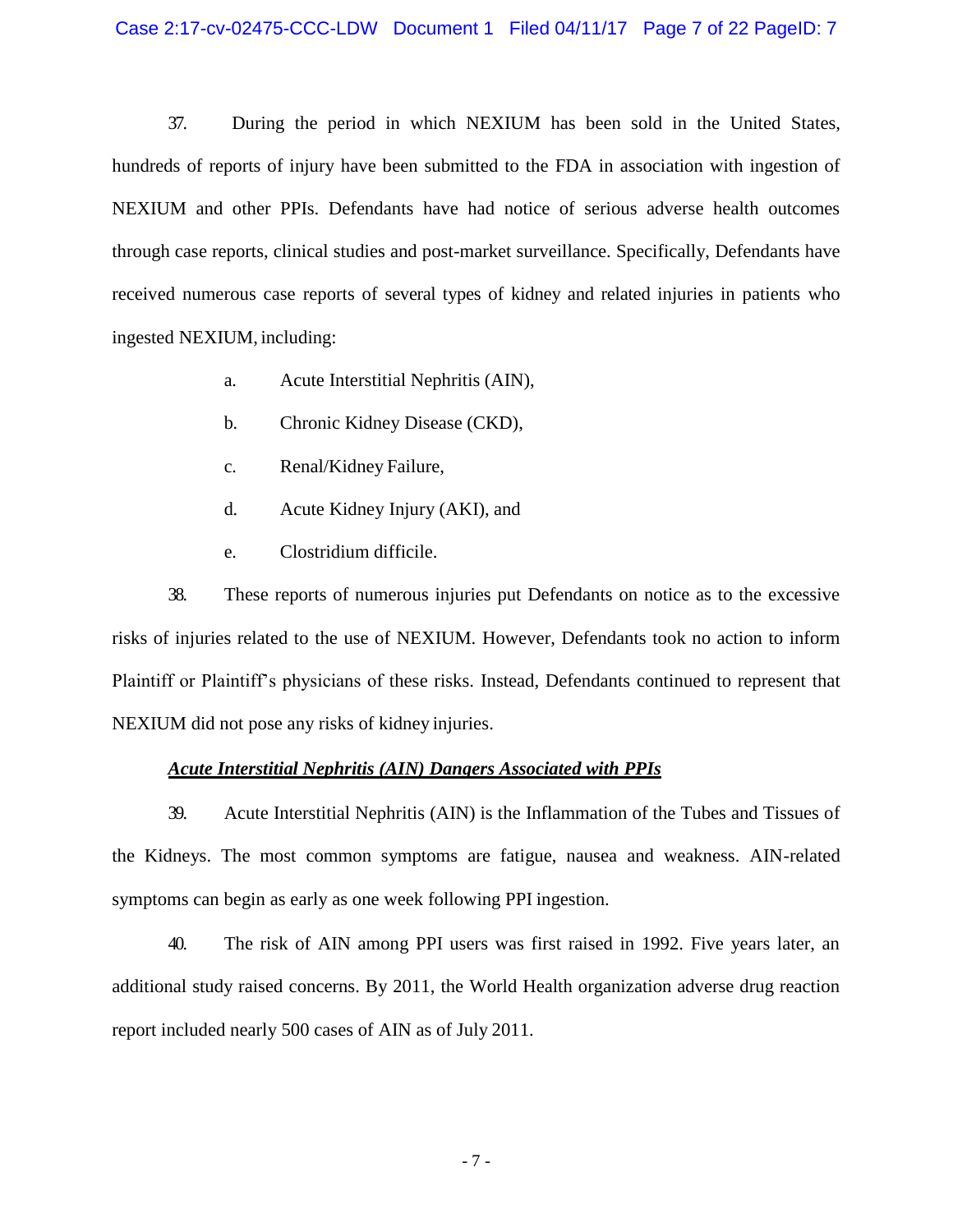37. During the period in which NEXIUM has been sold in the United States, hundreds of reports of injury have been submitted to the FDA in association with ingestion of NEXIUM and other PPIs. Defendants have had notice of serious adverse health outcomes through case reports, clinical studies and post-market surveillance. Specifically, Defendants have received numerous case reports of several types of kidney and related injuries in patients who ingested NEXIUM, including:

a. Acute Interstitial Nephritis (AIN),

b. Chronic Kidney Disease (CKD),

c. Renal/Kidney Failure,

d. Acute Kidney Injury (AKI), and

e. Clostridium difficile.

38. These reports of numerous injuries put Defendants on notice as to the excessive risks of injuries related to the use of NEXIUM. However, Defendants took no action to inform Plaintiff or Plaintiff's physicians of these risks. Instead, Defendants continued to represent that NEXIUM did not pose any risks of kidney injuries.

***Acute Interstitial Nephritis (AIN) Dangers Associated with PPIs***

39. Acute Interstitial Nephritis (AIN) is the Inflammation of the Tubes and Tissues of the Kidneys. The most common symptoms are fatigue, nausea and weakness. AIN-related symptoms can begin as early as one week following PPI ingestion.

40. The risk of AIN among PPI users was first raised in 1992. Five years later, an additional study raised concerns. By 2011, the World Health organization adverse drug reaction report included nearly 500 cases of AIN as of July 2011.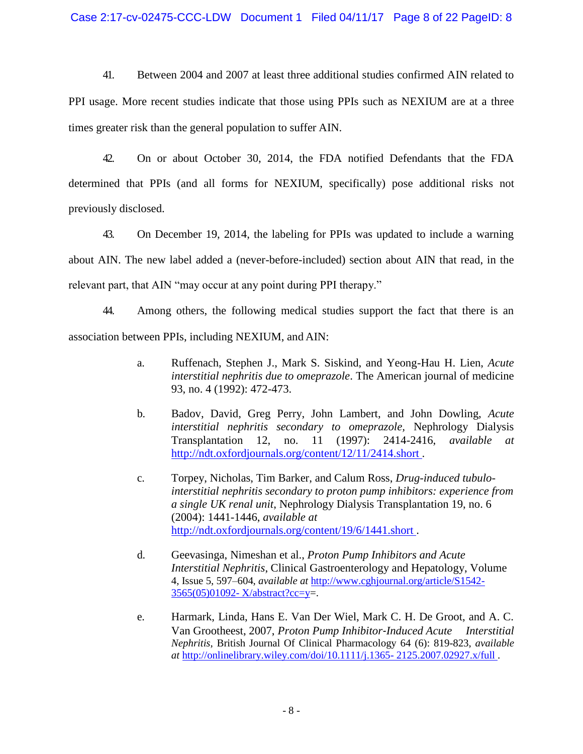41. Between 2004 and 2007 at least three additional studies confirmed AIN related to PPI usage. More recent studies indicate that those using PPIs such as NEXIUM are at a three times greater risk than the general population to suffer AIN.

42. On or about October 30, 2014, the FDA notified Defendants that the FDA determined that PPIs (and all forms for NEXIUM, specifically) pose additional risks not previously disclosed.

43. On December 19, 2014, the labeling for PPIs was updated to include a warning about AIN. The new label added a (never-before-included) section about AIN that read, in the relevant part, that AIN "may occur at any point during PPI therapy."

44. Among others, the following medical studies support the fact that there is an association between PPIs, including NEXIUM, and AIN:

a. Ruffenach, Stephen J., Mark S. Siskind, and Yeong-Hau H. Lien, *Acute interstitial nephritis due to omeprazole*. The American journal of medicine 93, no. 4 (1992): 472-473.

b. Badov, David, Greg Perry, John Lambert, and John Dowling, *Acute interstitial nephritis secondary to omeprazole,* Nephrology Dialysis Transplantation 12, no. 11 (1997): 2414-2416, *available at* http://ndt.oxfordjournals.org/content/12/11/2414.short .

c. Torpey, Nicholas, Tim Barker, and Calum Ross, *Drug-induced tubulo-interstitial nephritis secondary to proton pump inhibitors: experience from a single UK renal unit*, Nephrology Dialysis Transplantation 19, no. 6 (2004): 1441-1446, *available at* http://ndt.oxfordjournals.org/content/19/6/1441.short .

d. Geevasinga, Nimeshan et al., *Proton Pump Inhibitors and Acute Interstitial Nephritis*, Clinical Gastroenterology and Hepatology, Volume 4, Issue 5, 597–604, *available at* http://www.cghjournal.org/article/S1542-3565(05)01092- X/abstract?cc=y=.

e. Harmark, Linda, Hans E. Van Der Wiel, Mark C. H. De Groot, and A. C. Van Grootheest, 2007, *Proton Pump Inhibitor-Induced Acute Interstitial Nephritis*, British Journal Of Clinical Pharmacology 64 (6): 819-823, *available at* http://onlinelibrary.wiley.com/doi/10.1111/j.1365- 2125.2007.02927.x/full .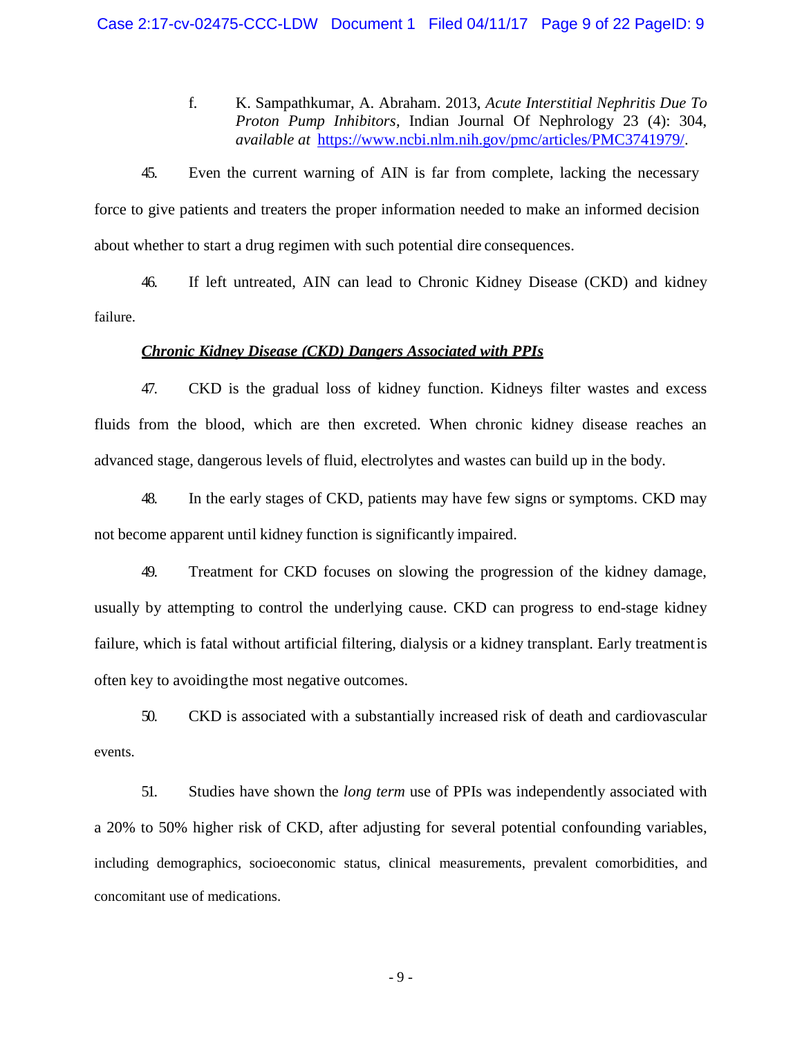f. K. Sampathkumar, A. Abraham. 2013, *Acute Interstitial Nephritis Due To Proton Pump Inhibitors*, Indian Journal Of Nephrology 23 (4): 304, *available at* [https://www.ncbi.nlm.nih.gov/pmc/articles/PMC3741979/](https://www.ncbi.nlm.nih.gov/pmc/articles/PMC3741979/).

45. Even the current warning of AIN is far from complete, lacking the necessary force to give patients and treaters the proper information needed to make an informed decision about whether to start a drug regimen with such potential dire consequences.

46. If left untreated, AIN can lead to Chronic Kidney Disease (CKD) and kidney failure.

***Chronic Kidney Disease (CKD) Dangers Associated with PPIs***

47. CKD is the gradual loss of kidney function. Kidneys filter wastes and excess fluids from the blood, which are then excreted. When chronic kidney disease reaches an advanced stage, dangerous levels of fluid, electrolytes and wastes can build up in the body.

48. In the early stages of CKD, patients may have few signs or symptoms. CKD may not become apparent until kidney function is significantly impaired.

49. Treatment for CKD focuses on slowing the progression of the kidney damage, usually by attempting to control the underlying cause. CKD can progress to end-stage kidney failure, which is fatal without artificial filtering, dialysis or a kidney transplant. Early treatment is often key to avoiding the most negative outcomes.

50. CKD is associated with a substantially increased risk of death and cardiovascular events.

51. Studies have shown the *long term* use of PPIs was independently associated with a 20% to 50% higher risk of CKD, after adjusting for several potential confounding variables, including demographics, socioeconomic status, clinical measurements, prevalent comorbidities, and concomitant use of medications.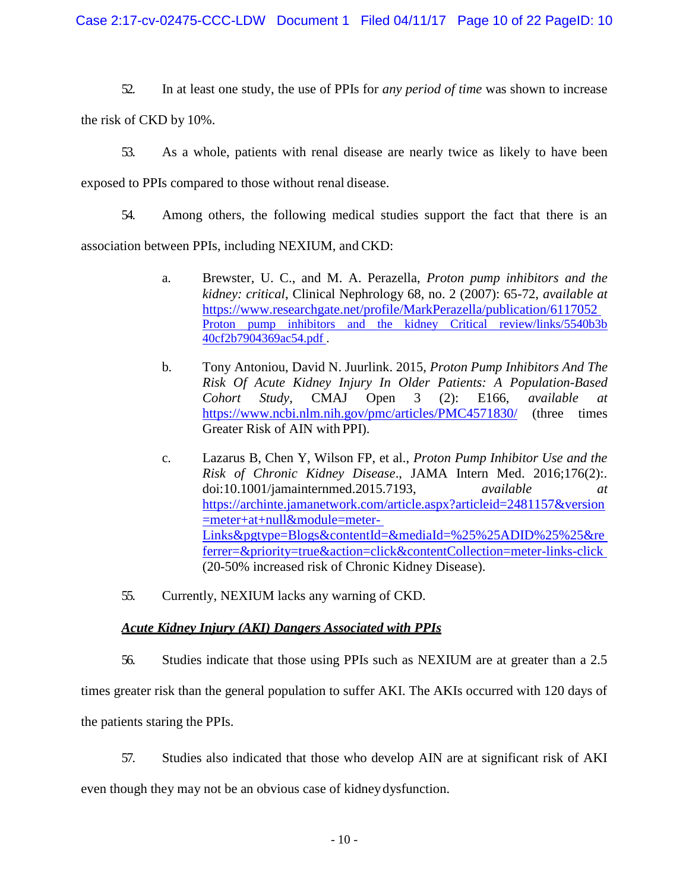52. In at least one study, the use of PPIs for *any period of time* was shown to increase the risk of CKD by 10%.

53. As a whole, patients with renal disease are nearly twice as likely to have been exposed to PPIs compared to those without renal disease.

54. Among others, the following medical studies support the fact that there is an association between PPIs, including NEXIUM, and CKD:

   a. Brewster, U. C., and M. A. Perazella, *Proton pump inhibitors and the kidney: critical*, Clinical Nephrology 68, no. 2 (2007): 65-72, *available at* https://www.researchgate.net/profile/MarkPerazella/publication/6117052 Proton pump inhibitors and the kidney Critical review/links/5540b3b40cf2b7904369ac54.pdf .

   b. Tony Antoniou, David N. Juurlink. 2015, *Proton Pump Inhibitors And The Risk Of Acute Kidney Injury In Older Patients: A Population-Based Cohort Study*, CMAJ Open 3 (2): E166, *available at* https://www.ncbi.nlm.nih.gov/pmc/articles/PMC4571830/ (three times Greater Risk of AIN with PPI).

   c. Lazarus B, Chen Y, Wilson FP, et al., *Proton Pump Inhibitor Use and the Risk of Chronic Kidney Disease*., JAMA Intern Med. 2016;176(2):. doi:10.1001/jamainternmed.2015.7193, *available at* https://archinte.jamanetwork.com/article.aspx?articleid=2481157&version=meter+at+null&module=meter-Links&pgtype=Blogs&contentId=&mediaId=%25%25ADID%25%25&referrer=&priority=true&action=click&contentCollection=meter-links-click (20-50% increased risk of Chronic Kidney Disease).

55. Currently, NEXIUM lacks any warning of CKD.

***<u>Acute Kidney Injury (AKI) Dangers Associated with PPIs</u>***

56. Studies indicate that those using PPIs such as NEXIUM are at greater than a 2.5 times greater risk than the general population to suffer AKI. The AKIs occurred with 120 days of the patients staring the PPIs.

57. Studies also indicated that those who develop AIN are at significant risk of AKI even though they may not be an obvious case of kidney dysfunction.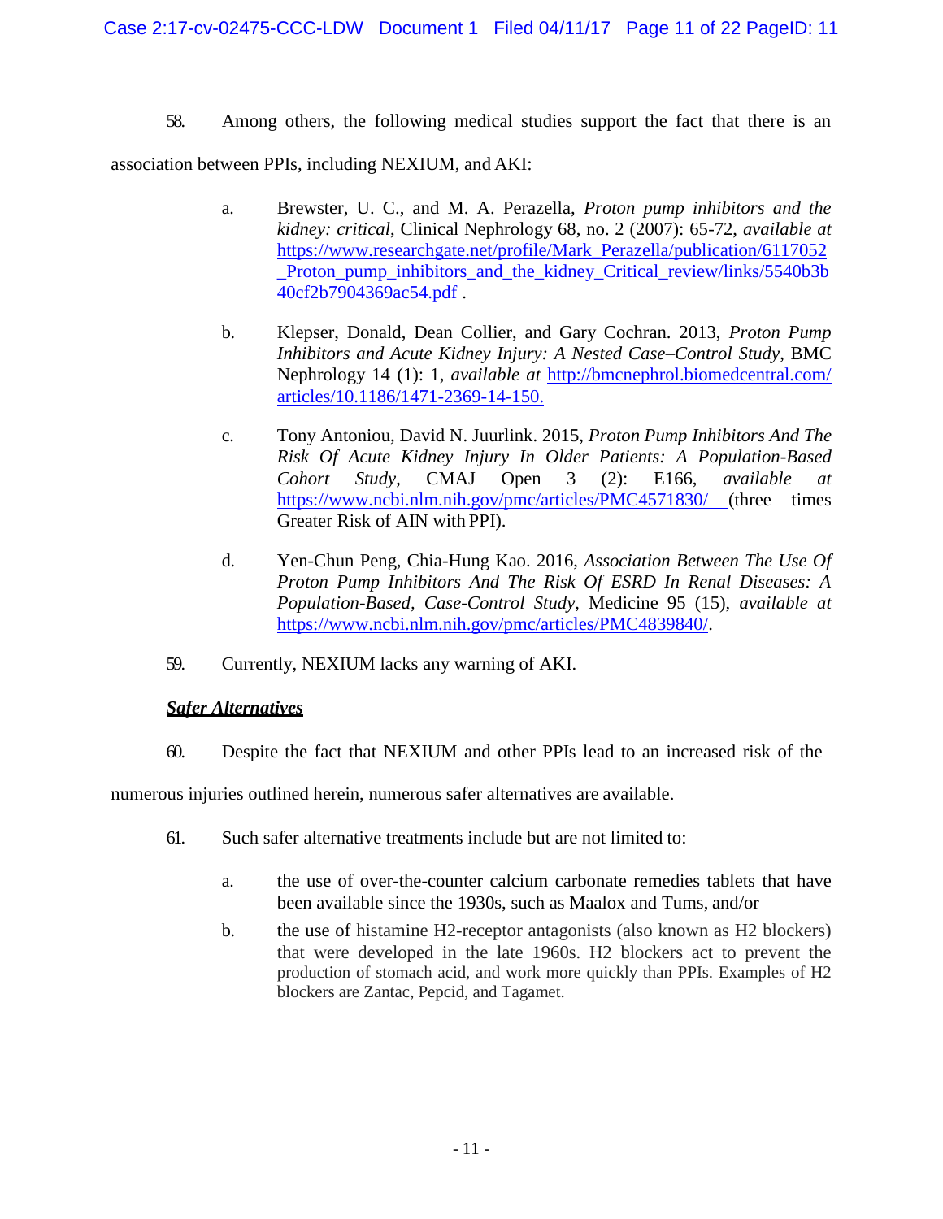58. Among others, the following medical studies support the fact that there is an association between PPIs, including NEXIUM, and AKI:

a. Brewster, U. C., and M. A. Perazella, *Proton pump inhibitors and the kidney: critical*, Clinical Nephrology 68, no. 2 (2007): 65-72, *available at* https://www.researchgate.net/profile/Mark_Perazella/publication/6117052_Proton_pump_inhibitors_and_the_kidney_Critical_review/links/5540b3b40cf2b7904369ac54.pdf .

b. Klepser, Donald, Dean Collier, and Gary Cochran. 2013, *Proton Pump Inhibitors and Acute Kidney Injury: A Nested Case–Control Study*, BMC Nephrology 14 (1): 1, *available at* http://bmcnephrol.biomedcentral.com/articles/10.1186/1471-2369-14-150.

c. Tony Antoniou, David N. Juurlink. 2015, *Proton Pump Inhibitors And The Risk Of Acute Kidney Injury In Older Patients: A Population-Based Cohort Study*, CMAJ Open 3 (2): E166, *available at* https://www.ncbi.nlm.nih.gov/pmc/articles/PMC4571830/ (three times Greater Risk of AIN with PPI).

d. Yen-Chun Peng, Chia-Hung Kao. 2016, *Association Between The Use Of Proton Pump Inhibitors And The Risk Of ESRD In Renal Diseases: A Population-Based, Case-Control Study*, Medicine 95 (15), *available at* https://www.ncbi.nlm.nih.gov/pmc/articles/PMC4839840/.

59. Currently, NEXIUM lacks any warning of AKI.

***Safer Alternatives***

60. Despite the fact that NEXIUM and other PPIs lead to an increased risk of the numerous injuries outlined herein, numerous safer alternatives are available.

61. Such safer alternative treatments include but are not limited to:

a. the use of over-the-counter calcium carbonate remedies tablets that have been available since the 1930s, such as Maalox and Tums, and/or

b. the use of histamine H2-receptor antagonists (also known as H2 blockers) that were developed in the late 1960s. H2 blockers act to prevent the production of stomach acid, and work more quickly than PPIs. Examples of H2 blockers are Zantac, Pepcid, and Tagamet.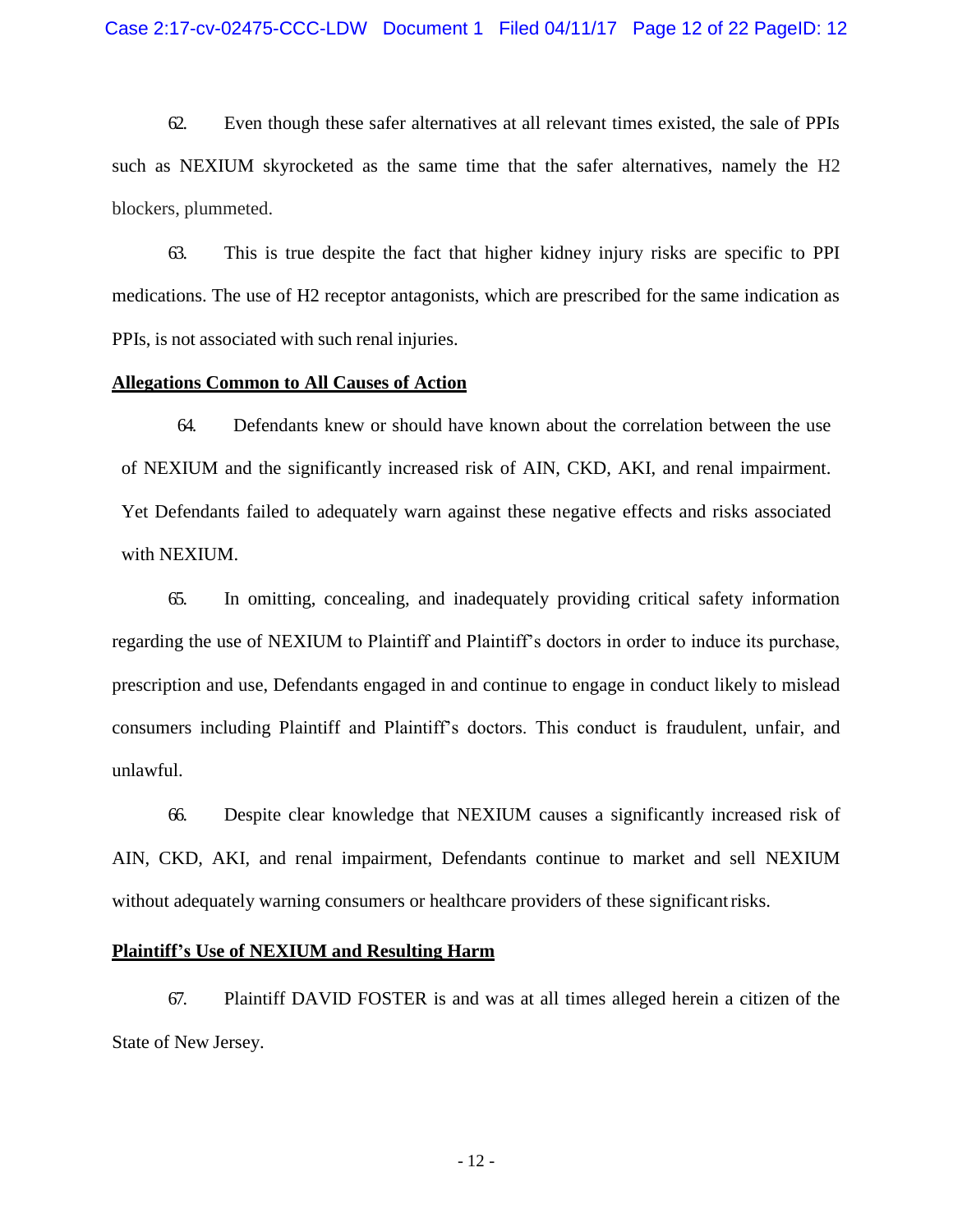62. Even though these safer alternatives at all relevant times existed, the sale of PPIs such as NEXIUM skyrocketed as the same time that the safer alternatives, namely the H2 blockers, plummeted.

63. This is true despite the fact that higher kidney injury risks are specific to PPI medications. The use of H2 receptor antagonists, which are prescribed for the same indication as PPIs, is not associated with such renal injuries.

**Allegations Common to All Causes of Action**

64. Defendants knew or should have known about the correlation between the use of NEXIUM and the significantly increased risk of AIN, CKD, AKI, and renal impairment. Yet Defendants failed to adequately warn against these negative effects and risks associated with NEXIUM.

65. In omitting, concealing, and inadequately providing critical safety information regarding the use of NEXIUM to Plaintiff and Plaintiff's doctors in order to induce its purchase, prescription and use, Defendants engaged in and continue to engage in conduct likely to mislead consumers including Plaintiff and Plaintiff's doctors. This conduct is fraudulent, unfair, and unlawful.

66. Despite clear knowledge that NEXIUM causes a significantly increased risk of AIN, CKD, AKI, and renal impairment, Defendants continue to market and sell NEXIUM without adequately warning consumers or healthcare providers of these significant risks.

**Plaintiff's Use of NEXIUM and Resulting Harm**

67. Plaintiff DAVID FOSTER is and was at all times alleged herein a citizen of the State of New Jersey.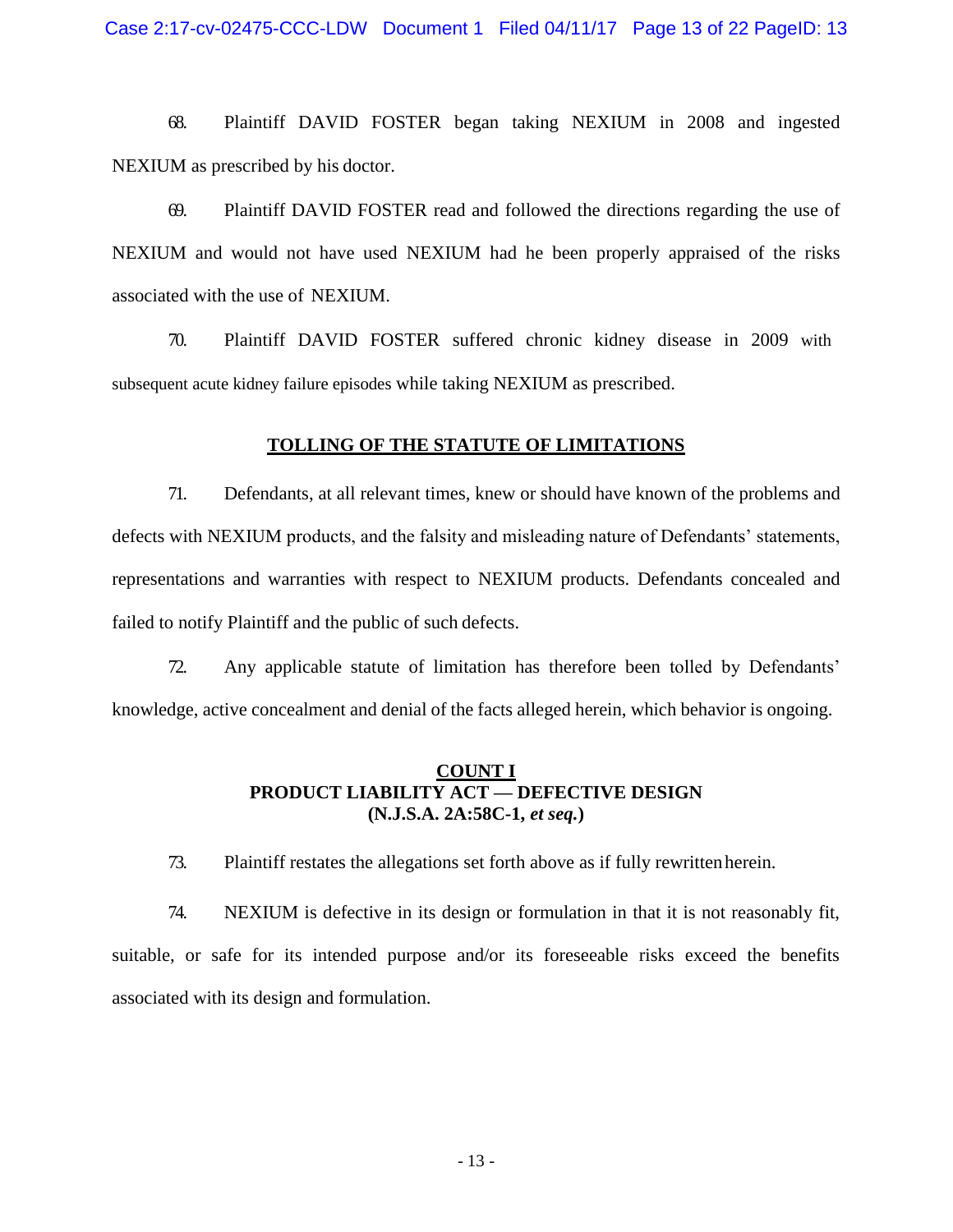68. Plaintiff DAVID FOSTER began taking NEXIUM in 2008 and ingested NEXIUM as prescribed by his doctor.

69. Plaintiff DAVID FOSTER read and followed the directions regarding the use of NEXIUM and would not have used NEXIUM had he been properly appraised of the risks associated with the use of NEXIUM.

70. Plaintiff DAVID FOSTER suffered chronic kidney disease in 2009 with subsequent acute kidney failure episodes while taking NEXIUM as prescribed.

## TOLLING OF THE STATUTE OF LIMITATIONS

71. Defendants, at all relevant times, knew or should have known of the problems and defects with NEXIUM products, and the falsity and misleading nature of Defendants' statements, representations and warranties with respect to NEXIUM products. Defendants concealed and failed to notify Plaintiff and the public of such defects.

72. Any applicable statute of limitation has therefore been tolled by Defendants' knowledge, active concealment and denial of the facts alleged herein, which behavior is ongoing.

## COUNT I
## PRODUCT LIABILITY ACT — DEFECTIVE DESIGN
## (N.J.S.A. 2A:58C-1, *et seq.*)

73. Plaintiff restates the allegations set forth above as if fully rewritten herein.

74. NEXIUM is defective in its design or formulation in that it is not reasonably fit, suitable, or safe for its intended purpose and/or its foreseeable risks exceed the benefits associated with its design and formulation.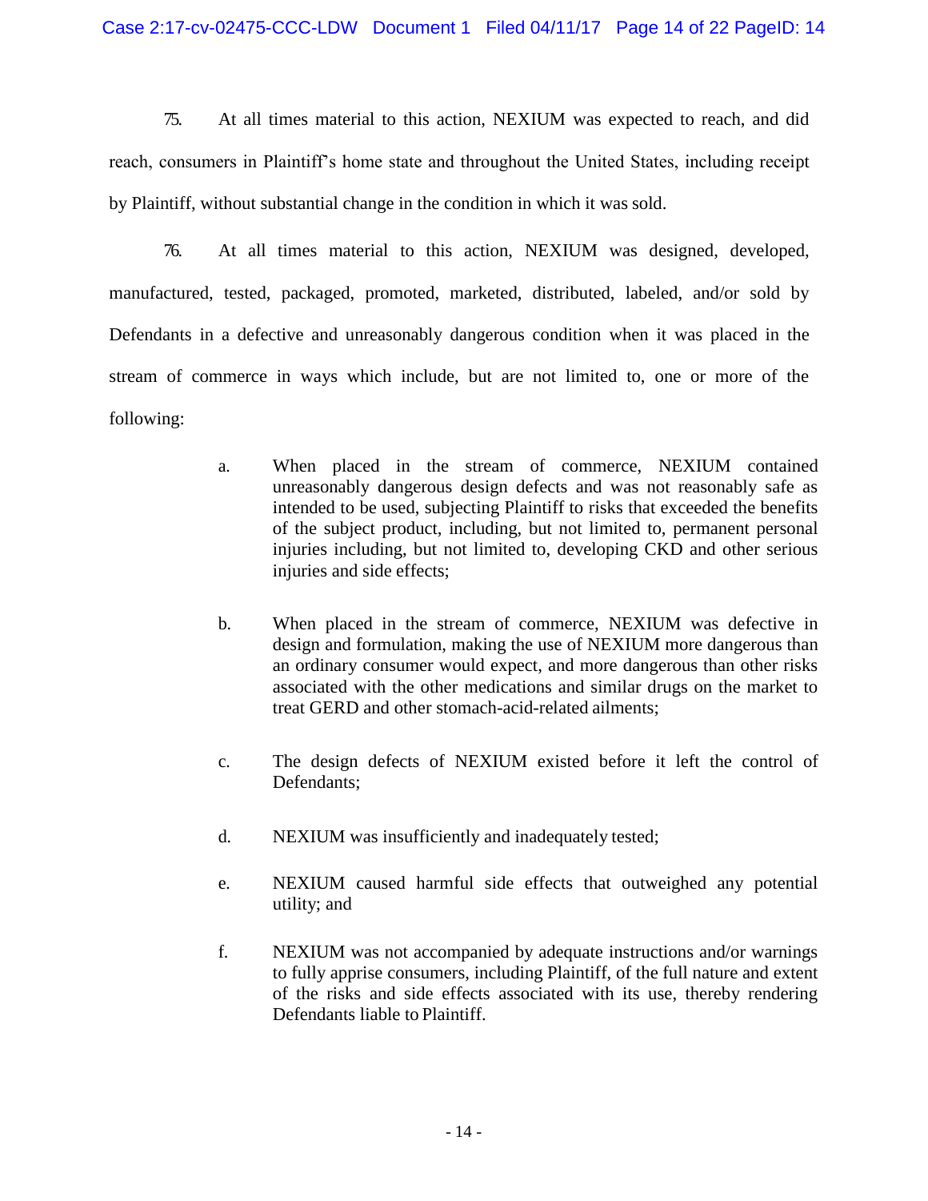75. At all times material to this action, NEXIUM was expected to reach, and did reach, consumers in Plaintiff's home state and throughout the United States, including receipt by Plaintiff, without substantial change in the condition in which it was sold.

76. At all times material to this action, NEXIUM was designed, developed, manufactured, tested, packaged, promoted, marketed, distributed, labeled, and/or sold by Defendants in a defective and unreasonably dangerous condition when it was placed in the stream of commerce in ways which include, but are not limited to, one or more of the following:

> a. When placed in the stream of commerce, NEXIUM contained unreasonably dangerous design defects and was not reasonably safe as intended to be used, subjecting Plaintiff to risks that exceeded the benefits of the subject product, including, but not limited to, permanent personal injuries including, but not limited to, developing CKD and other serious injuries and side effects;
>
> b. When placed in the stream of commerce, NEXIUM was defective in design and formulation, making the use of NEXIUM more dangerous than an ordinary consumer would expect, and more dangerous than other risks associated with the other medications and similar drugs on the market to treat GERD and other stomach-acid-related ailments;
>
> c. The design defects of NEXIUM existed before it left the control of Defendants;
>
> d. NEXIUM was insufficiently and inadequately tested;
>
> e. NEXIUM caused harmful side effects that outweighed any potential utility; and
>
> f. NEXIUM was not accompanied by adequate instructions and/or warnings to fully apprise consumers, including Plaintiff, of the full nature and extent of the risks and side effects associated with its use, thereby rendering Defendants liable to Plaintiff.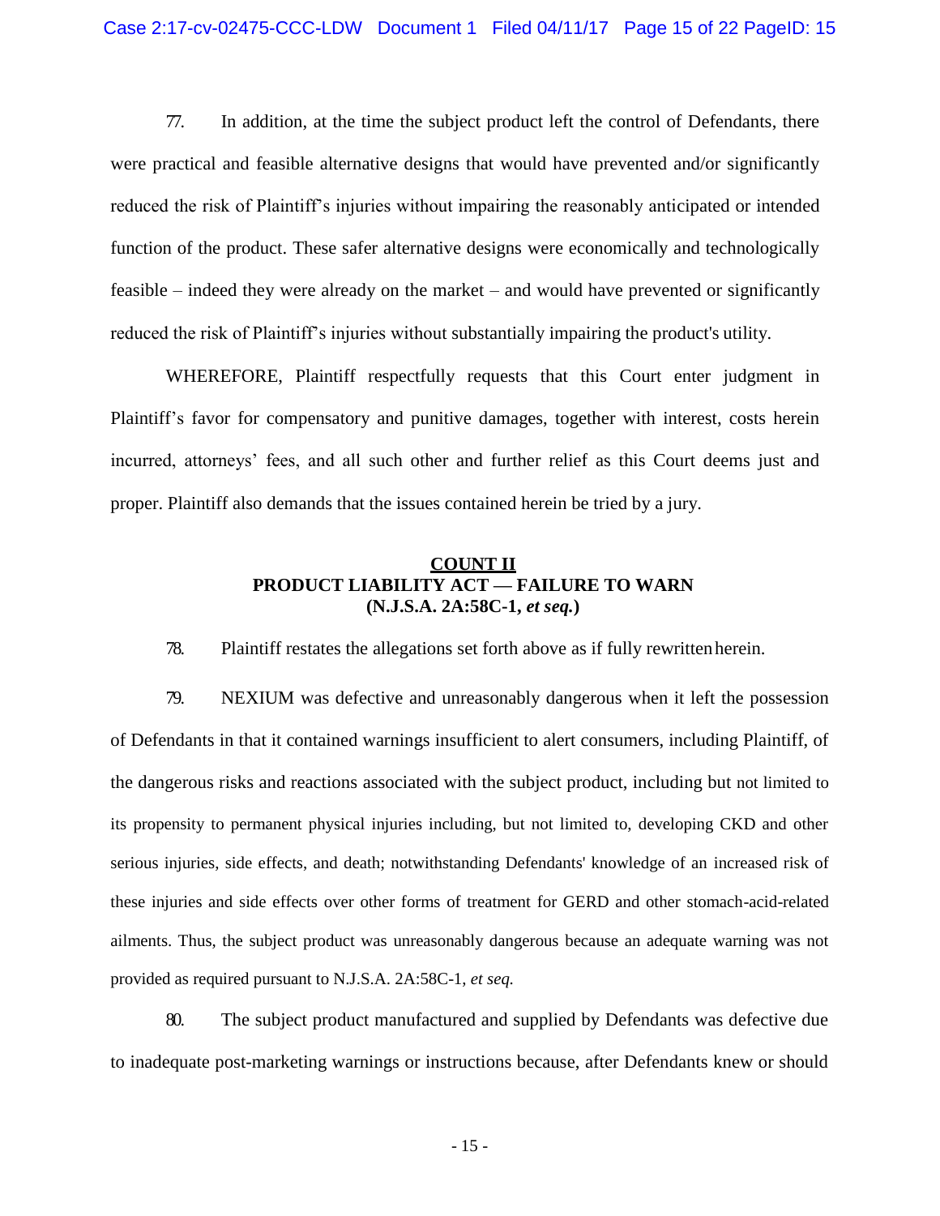77. In addition, at the time the subject product left the control of Defendants, there were practical and feasible alternative designs that would have prevented and/or significantly reduced the risk of Plaintiff's injuries without impairing the reasonably anticipated or intended function of the product. These safer alternative designs were economically and technologically feasible – indeed they were already on the market – and would have prevented or significantly reduced the risk of Plaintiff's injuries without substantially impairing the product's utility.

WHEREFORE, Plaintiff respectfully requests that this Court enter judgment in Plaintiff's favor for compensatory and punitive damages, together with interest, costs herein incurred, attorneys' fees, and all such other and further relief as this Court deems just and proper. Plaintiff also demands that the issues contained herein be tried by a jury.

**COUNT II**
**PRODUCT LIABILITY ACT — FAILURE TO WARN**
**(N.J.S.A. 2A:58C-1, *et seq.*)**

78. Plaintiff restates the allegations set forth above as if fully rewritten herein.

79. NEXIUM was defective and unreasonably dangerous when it left the possession of Defendants in that it contained warnings insufficient to alert consumers, including Plaintiff, of the dangerous risks and reactions associated with the subject product, including but not limited to its propensity to permanent physical injuries including, but not limited to, developing CKD and other serious injuries, side effects, and death; notwithstanding Defendants' knowledge of an increased risk of these injuries and side effects over other forms of treatment for GERD and other stomach-acid-related ailments. Thus, the subject product was unreasonably dangerous because an adequate warning was not provided as required pursuant to N.J.S.A. 2A:58C-1, *et seq.*

80. The subject product manufactured and supplied by Defendants was defective due to inadequate post-marketing warnings or instructions because, after Defendants knew or should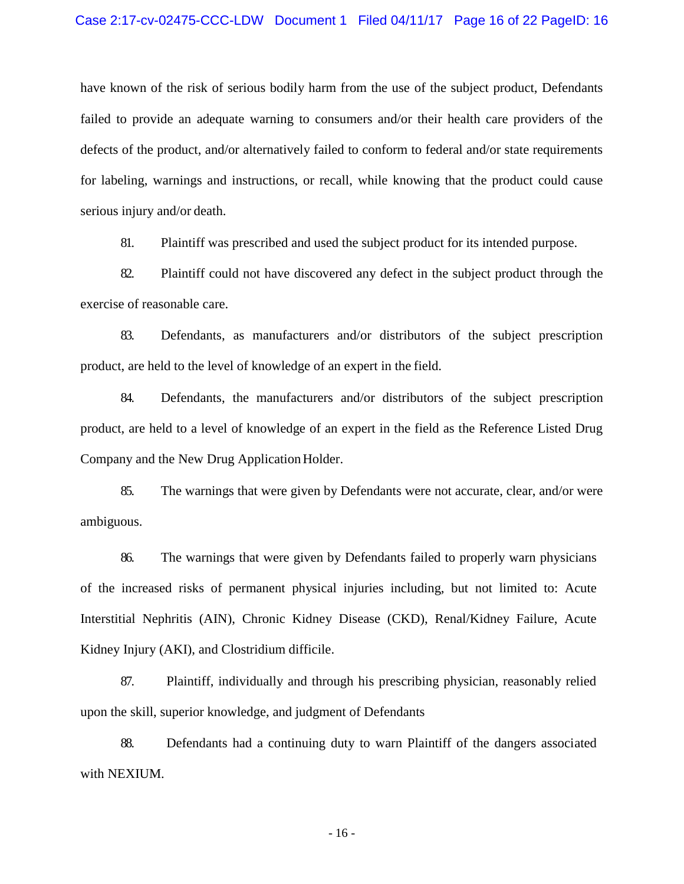have known of the risk of serious bodily harm from the use of the subject product, Defendants failed to provide an adequate warning to consumers and/or their health care providers of the defects of the product, and/or alternatively failed to conform to federal and/or state requirements for labeling, warnings and instructions, or recall, while knowing that the product could cause serious injury and/or death.

81. Plaintiff was prescribed and used the subject product for its intended purpose.

82. Plaintiff could not have discovered any defect in the subject product through the exercise of reasonable care.

83. Defendants, as manufacturers and/or distributors of the subject prescription product, are held to the level of knowledge of an expert in the field.

84. Defendants, the manufacturers and/or distributors of the subject prescription product, are held to a level of knowledge of an expert in the field as the Reference Listed Drug Company and the New Drug Application Holder.

85. The warnings that were given by Defendants were not accurate, clear, and/or were ambiguous.

86. The warnings that were given by Defendants failed to properly warn physicians of the increased risks of permanent physical injuries including, but not limited to: Acute Interstitial Nephritis (AIN), Chronic Kidney Disease (CKD), Renal/Kidney Failure, Acute Kidney Injury (AKI), and Clostridium difficile.

87. Plaintiff, individually and through his prescribing physician, reasonably relied upon the skill, superior knowledge, and judgment of Defendants

88. Defendants had a continuing duty to warn Plaintiff of the dangers associated with NEXIUM.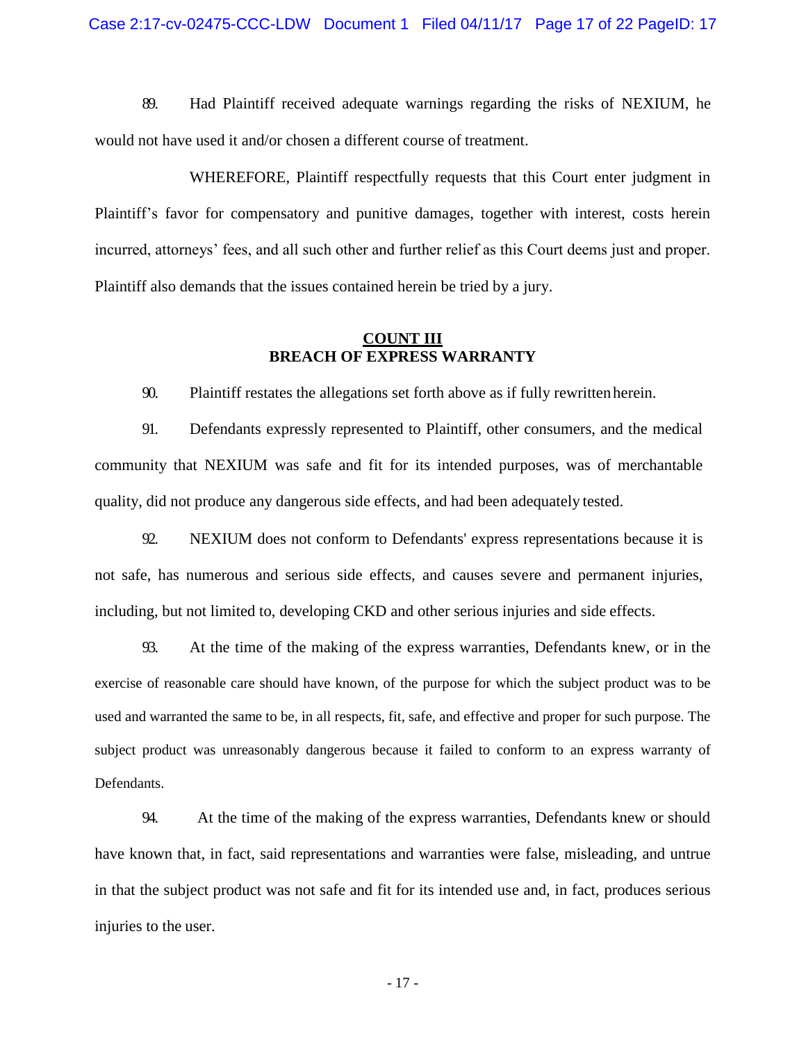89. Had Plaintiff received adequate warnings regarding the risks of NEXIUM, he would not have used it and/or chosen a different course of treatment.

WHEREFORE, Plaintiff respectfully requests that this Court enter judgment in Plaintiff's favor for compensatory and punitive damages, together with interest, costs herein incurred, attorneys' fees, and all such other and further relief as this Court deems just and proper. Plaintiff also demands that the issues contained herein be tried by a jury.

## COUNT III
## BREACH OF EXPRESS WARRANTY

90. Plaintiff restates the allegations set forth above as if fully rewritten herein.

91. Defendants expressly represented to Plaintiff, other consumers, and the medical community that NEXIUM was safe and fit for its intended purposes, was of merchantable quality, did not produce any dangerous side effects, and had been adequately tested.

92. NEXIUM does not conform to Defendants' express representations because it is not safe, has numerous and serious side effects, and causes severe and permanent injuries, including, but not limited to, developing CKD and other serious injuries and side effects.

93. At the time of the making of the express warranties, Defendants knew, or in the exercise of reasonable care should have known, of the purpose for which the subject product was to be used and warranted the same to be, in all respects, fit, safe, and effective and proper for such purpose. The subject product was unreasonably dangerous because it failed to conform to an express warranty of Defendants.

94. At the time of the making of the express warranties, Defendants knew or should have known that, in fact, said representations and warranties were false, misleading, and untrue in that the subject product was not safe and fit for its intended use and, in fact, produces serious injuries to the user.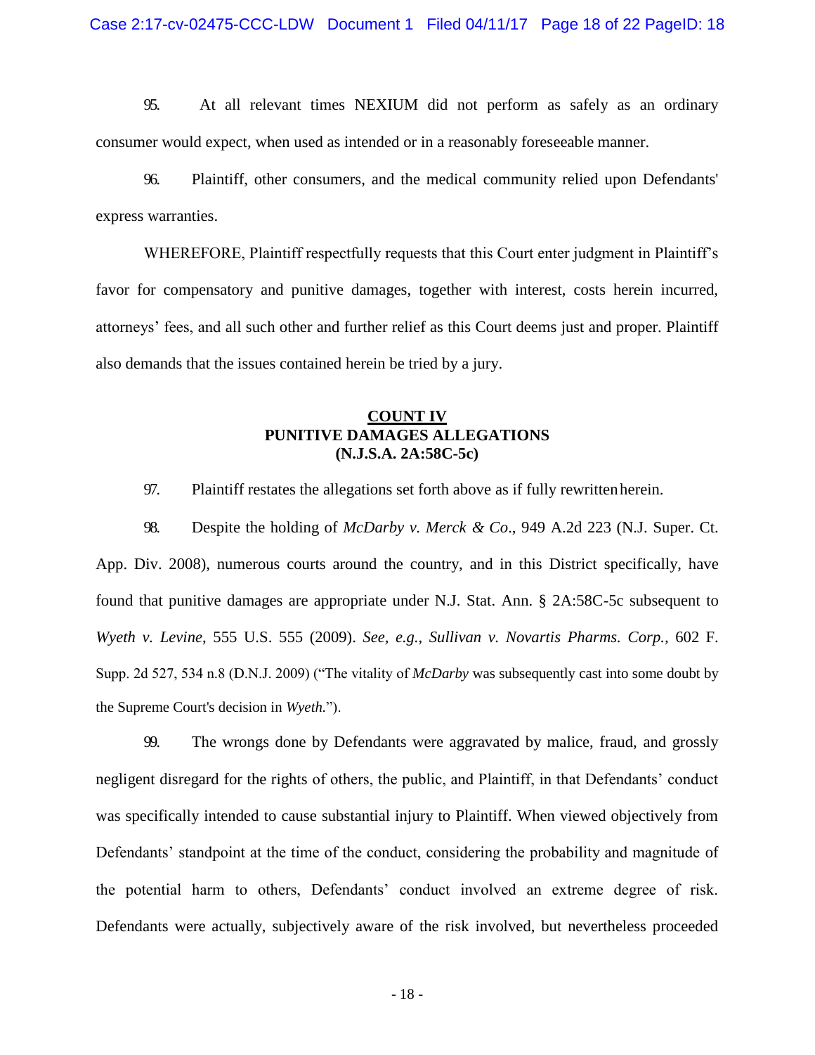95. At all relevant times NEXIUM did not perform as safely as an ordinary consumer would expect, when used as intended or in a reasonably foreseeable manner.

96. Plaintiff, other consumers, and the medical community relied upon Defendants' express warranties.

WHEREFORE, Plaintiff respectfully requests that this Court enter judgment in Plaintiff's favor for compensatory and punitive damages, together with interest, costs herein incurred, attorneys' fees, and all such other and further relief as this Court deems just and proper. Plaintiff also demands that the issues contained herein be tried by a jury.

**COUNT IV**
**PUNITIVE DAMAGES ALLEGATIONS**
**(N.J.S.A. 2A:58C-5c)**

97. Plaintiff restates the allegations set forth above as if fully rewritten herein.

98. Despite the holding of *McDarby v. Merck & Co*., 949 A.2d 223 (N.J. Super. Ct. App. Div. 2008), numerous courts around the country, and in this District specifically, have found that punitive damages are appropriate under N.J. Stat. Ann. § 2A:58C-5c subsequent to *Wyeth v. Levine*, 555 U.S. 555 (2009). *See, e.g., Sullivan v. Novartis Pharms. Corp.,* 602 F. Supp. 2d 527, 534 n.8 (D.N.J. 2009) ("The vitality of *McDarby* was subsequently cast into some doubt by the Supreme Court's decision in *Wyeth.*").

99. The wrongs done by Defendants were aggravated by malice, fraud, and grossly negligent disregard for the rights of others, the public, and Plaintiff, in that Defendants' conduct was specifically intended to cause substantial injury to Plaintiff. When viewed objectively from Defendants' standpoint at the time of the conduct, considering the probability and magnitude of the potential harm to others, Defendants' conduct involved an extreme degree of risk. Defendants were actually, subjectively aware of the risk involved, but nevertheless proceeded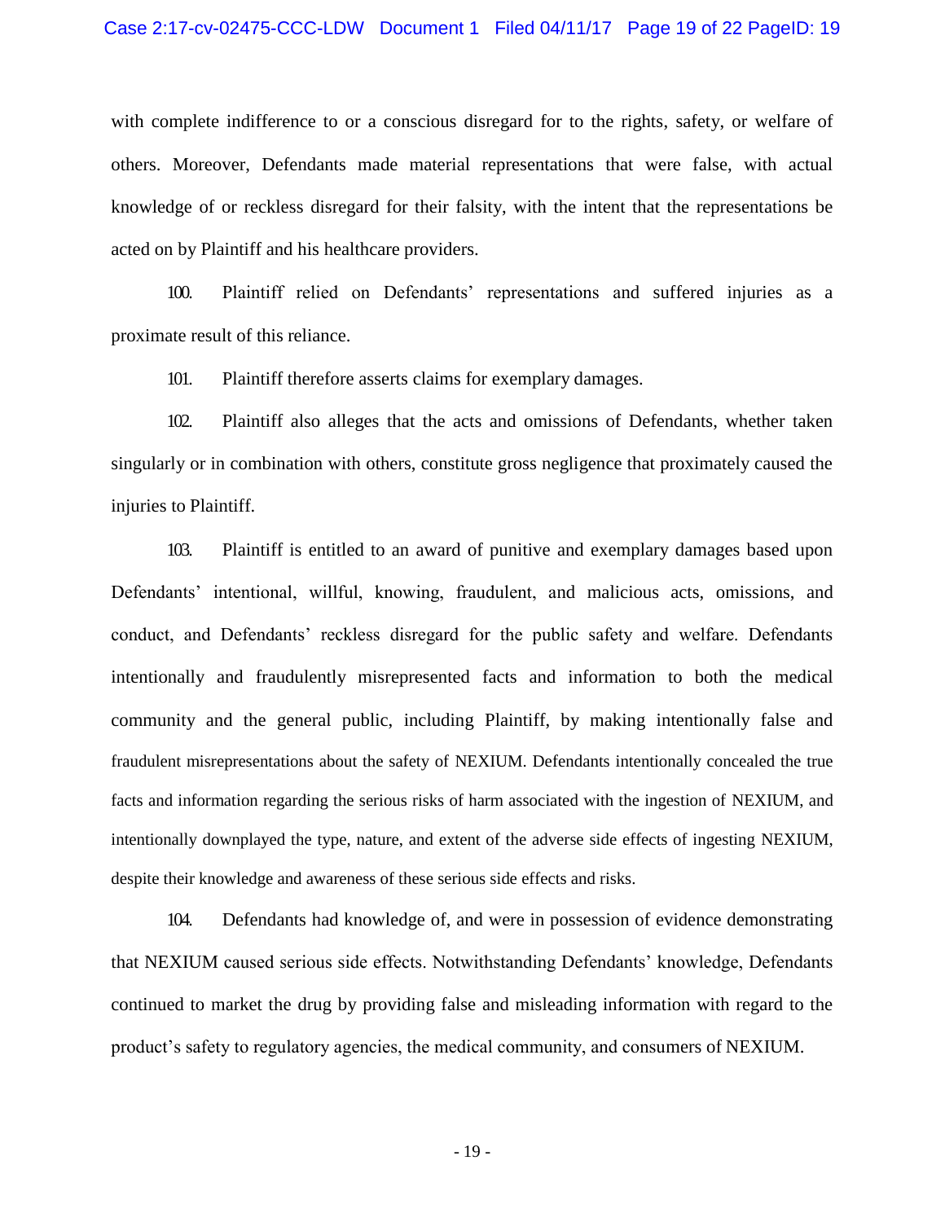with complete indifference to or a conscious disregard for to the rights, safety, or welfare of others. Moreover, Defendants made material representations that were false, with actual knowledge of or reckless disregard for their falsity, with the intent that the representations be acted on by Plaintiff and his healthcare providers.

100. Plaintiff relied on Defendants' representations and suffered injuries as a proximate result of this reliance.

101. Plaintiff therefore asserts claims for exemplary damages.

102. Plaintiff also alleges that the acts and omissions of Defendants, whether taken singularly or in combination with others, constitute gross negligence that proximately caused the injuries to Plaintiff.

103. Plaintiff is entitled to an award of punitive and exemplary damages based upon Defendants' intentional, willful, knowing, fraudulent, and malicious acts, omissions, and conduct, and Defendants' reckless disregard for the public safety and welfare. Defendants intentionally and fraudulently misrepresented facts and information to both the medical community and the general public, including Plaintiff, by making intentionally false and fraudulent misrepresentations about the safety of NEXIUM. Defendants intentionally concealed the true facts and information regarding the serious risks of harm associated with the ingestion of NEXIUM, and intentionally downplayed the type, nature, and extent of the adverse side effects of ingesting NEXIUM, despite their knowledge and awareness of these serious side effects and risks.

104. Defendants had knowledge of, and were in possession of evidence demonstrating that NEXIUM caused serious side effects. Notwithstanding Defendants' knowledge, Defendants continued to market the drug by providing false and misleading information with regard to the product's safety to regulatory agencies, the medical community, and consumers of NEXIUM.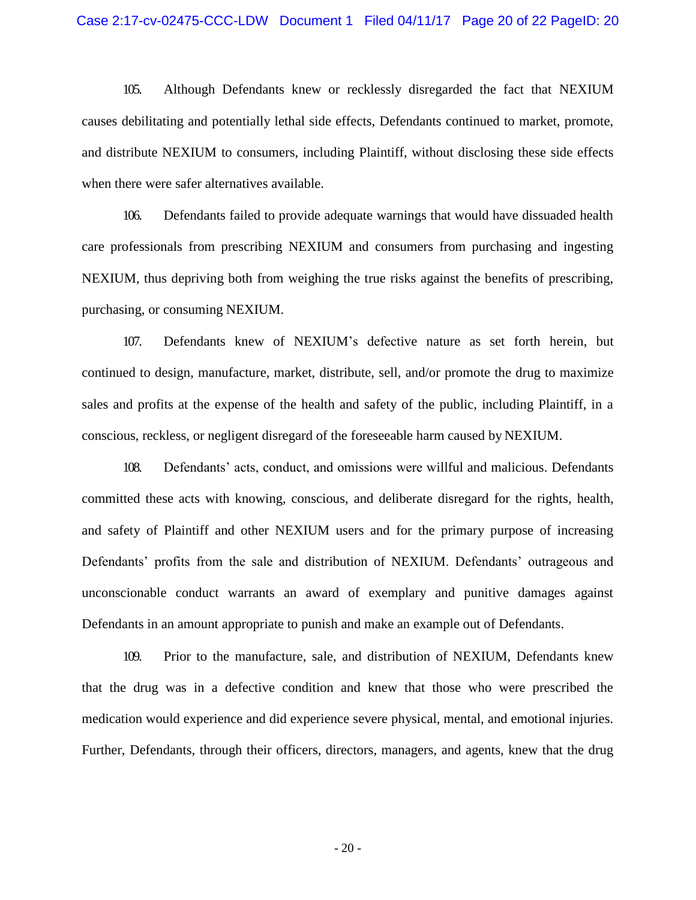105. Although Defendants knew or recklessly disregarded the fact that NEXIUM causes debilitating and potentially lethal side effects, Defendants continued to market, promote, and distribute NEXIUM to consumers, including Plaintiff, without disclosing these side effects when there were safer alternatives available.

106. Defendants failed to provide adequate warnings that would have dissuaded health care professionals from prescribing NEXIUM and consumers from purchasing and ingesting NEXIUM, thus depriving both from weighing the true risks against the benefits of prescribing, purchasing, or consuming NEXIUM.

107. Defendants knew of NEXIUM's defective nature as set forth herein, but continued to design, manufacture, market, distribute, sell, and/or promote the drug to maximize sales and profits at the expense of the health and safety of the public, including Plaintiff, in a conscious, reckless, or negligent disregard of the foreseeable harm caused by NEXIUM.

108. Defendants' acts, conduct, and omissions were willful and malicious. Defendants committed these acts with knowing, conscious, and deliberate disregard for the rights, health, and safety of Plaintiff and other NEXIUM users and for the primary purpose of increasing Defendants' profits from the sale and distribution of NEXIUM. Defendants' outrageous and unconscionable conduct warrants an award of exemplary and punitive damages against Defendants in an amount appropriate to punish and make an example out of Defendants.

109. Prior to the manufacture, sale, and distribution of NEXIUM, Defendants knew that the drug was in a defective condition and knew that those who were prescribed the medication would experience and did experience severe physical, mental, and emotional injuries. Further, Defendants, through their officers, directors, managers, and agents, knew that the drug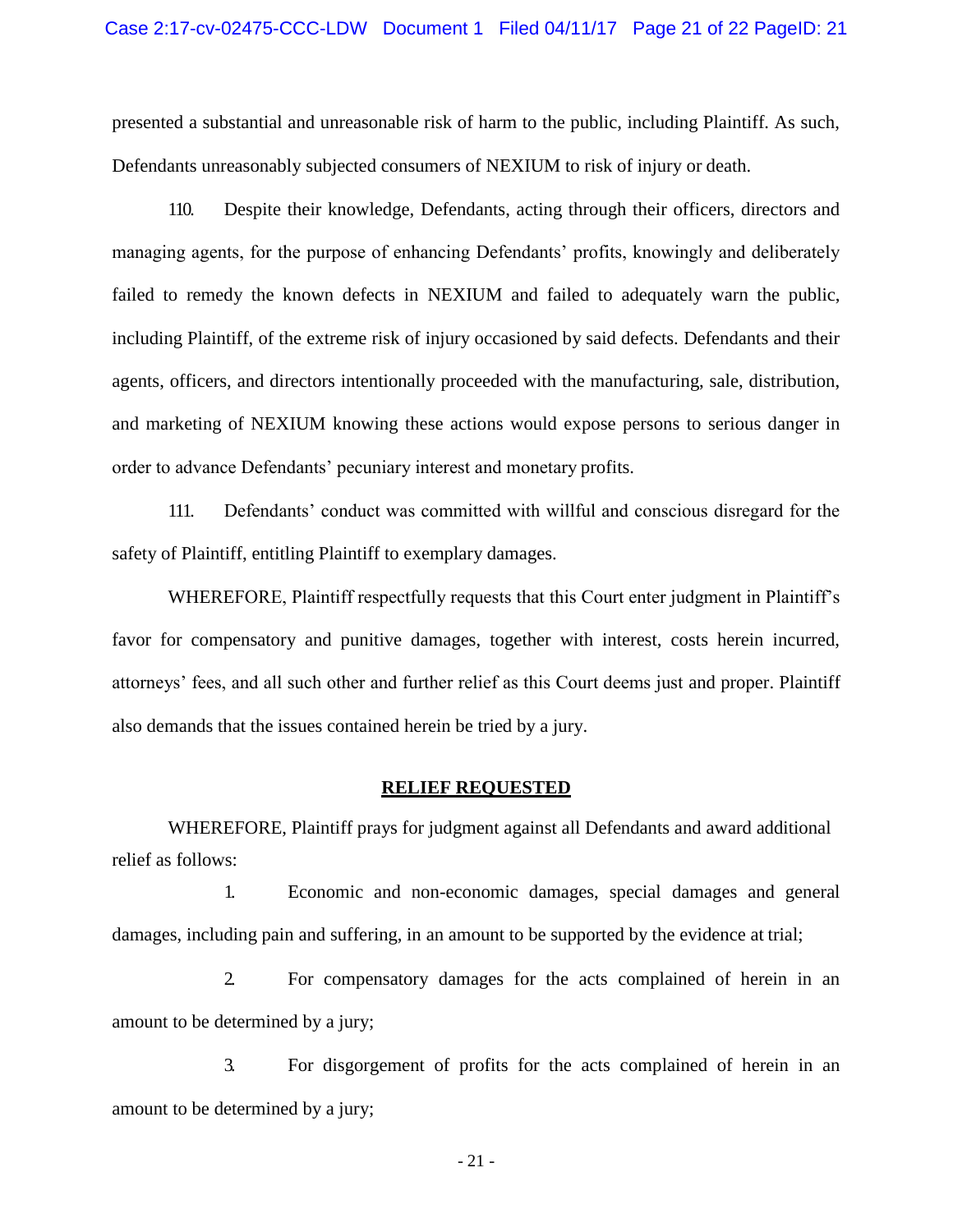presented a substantial and unreasonable risk of harm to the public, including Plaintiff. As such, Defendants unreasonably subjected consumers of NEXIUM to risk of injury or death.

110. Despite their knowledge, Defendants, acting through their officers, directors and managing agents, for the purpose of enhancing Defendants' profits, knowingly and deliberately failed to remedy the known defects in NEXIUM and failed to adequately warn the public, including Plaintiff, of the extreme risk of injury occasioned by said defects. Defendants and their agents, officers, and directors intentionally proceeded with the manufacturing, sale, distribution, and marketing of NEXIUM knowing these actions would expose persons to serious danger in order to advance Defendants' pecuniary interest and monetary profits.

111. Defendants' conduct was committed with willful and conscious disregard for the safety of Plaintiff, entitling Plaintiff to exemplary damages.

WHEREFORE, Plaintiff respectfully requests that this Court enter judgment in Plaintiff's favor for compensatory and punitive damages, together with interest, costs herein incurred, attorneys' fees, and all such other and further relief as this Court deems just and proper. Plaintiff also demands that the issues contained herein be tried by a jury.

**RELIEF REQUESTED**

WHEREFORE, Plaintiff prays for judgment against all Defendants and award additional relief as follows:

1. Economic and non-economic damages, special damages and general damages, including pain and suffering, in an amount to be supported by the evidence at trial;

2. For compensatory damages for the acts complained of herein in an amount to be determined by a jury;

3. For disgorgement of profits for the acts complained of herein in an amount to be determined by a jury;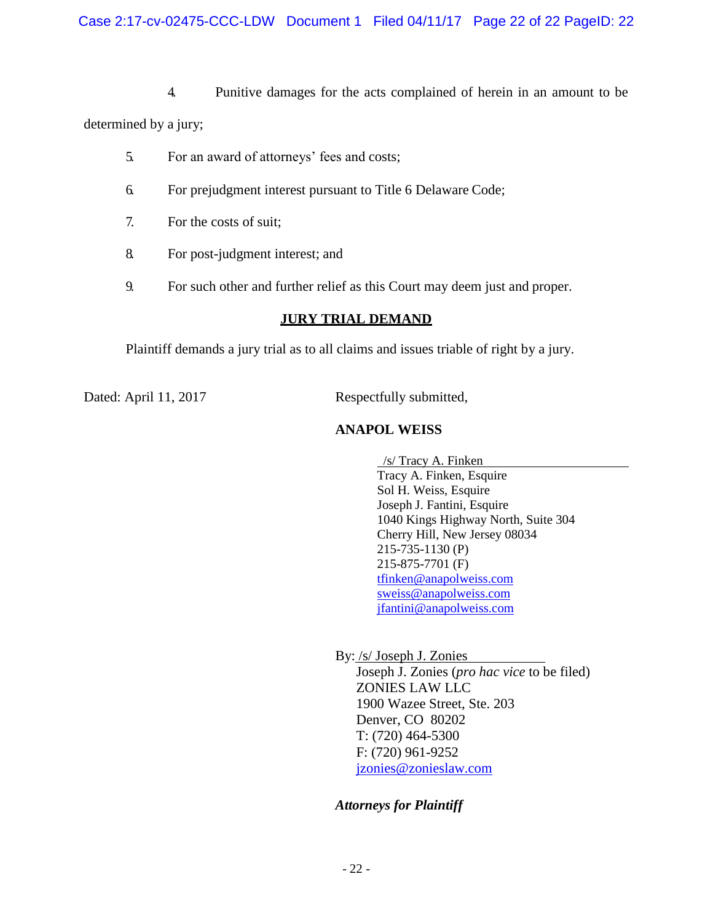4. Punitive damages for the acts complained of herein in an amount to be determined by a jury;

5. For an award of attorneys' fees and costs;

6. For prejudgment interest pursuant to Title 6 Delaware Code;

7. For the costs of suit;

8. For post-judgment interest; and

9. For such other and further relief as this Court may deem just and proper.

**JURY TRIAL DEMAND**

Plaintiff demands a jury trial as to all claims and issues triable of right by a jury.

Dated: April 11, 2017

Respectfully submitted,

**ANAPOL WEISS**

/s/ Tracy A. Finken
Tracy A. Finken, Esquire
Sol H. Weiss, Esquire
Joseph J. Fantini, Esquire
1040 Kings Highway North, Suite 304
Cherry Hill, New Jersey 08034
215-735-1130 (P)
215-875-7701 (F)
tfinken@anapolweiss.com
sweiss@anapolweiss.com
jfantini@anapolweiss.com

By: /s/ Joseph J. Zonies
Joseph J. Zonies (*pro hac vice* to be filed)
ZONIES LAW LLC
1900 Wazee Street, Ste. 203
Denver, CO 80202
T: (720) 464-5300
F: (720) 961-9252
jzonies@zonieslaw.com

***Attorneys for Plaintiff***